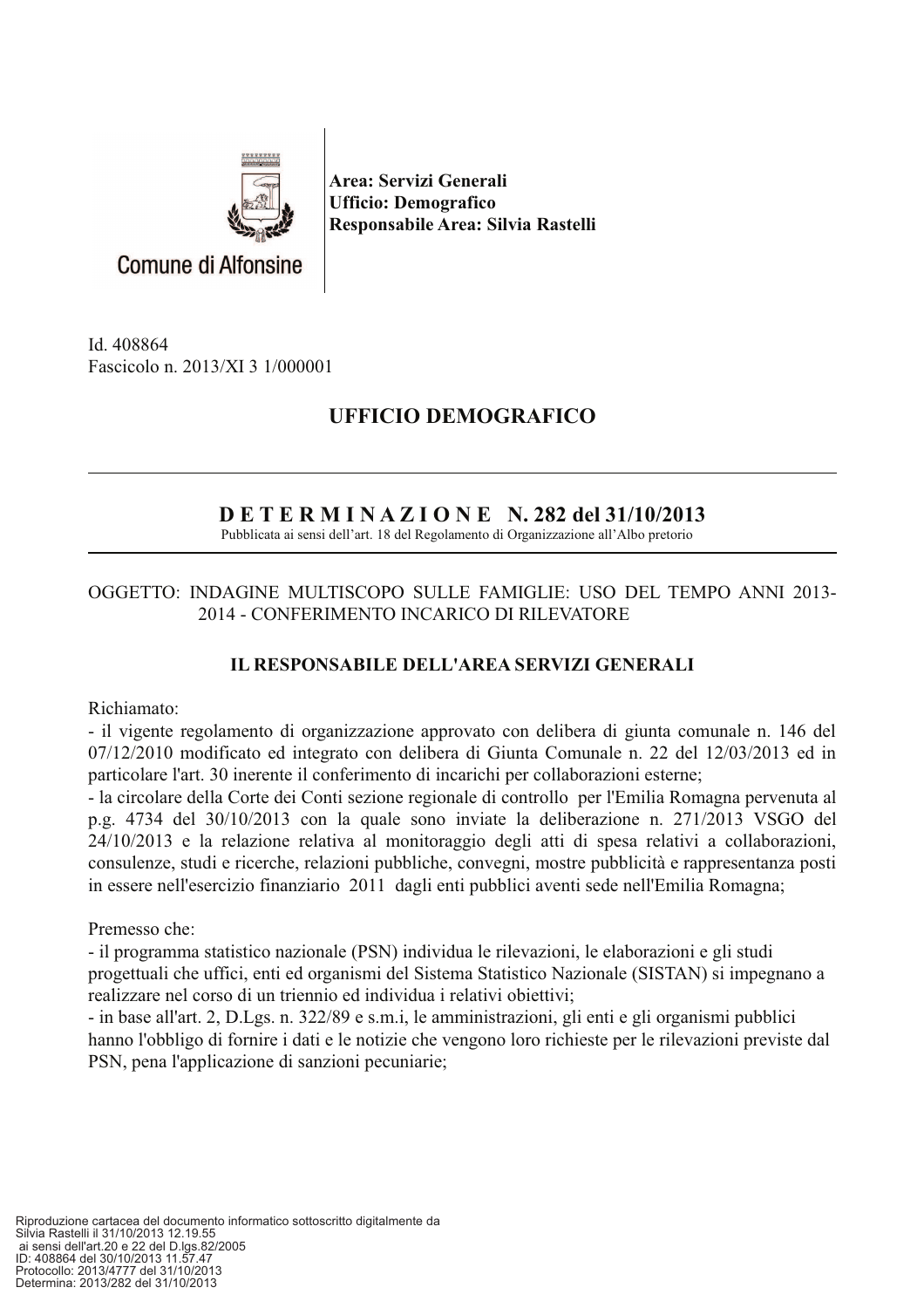Comune di Alfonsine

**Area: Servizi Generali**
**Ufficio: Demografico**
**Responsabile Area: Silvia Rastelli**

Id. 408864
Fascicolo n. 2013/XI 3 1/000001

## UFFICIO DEMOGRAFICO

---

## D E T E R M I N A Z I O N E N. 282 del 31/10/2013

Pubblicata ai sensi dell'art. 18 del Regolamento di Organizzazione all'Albo pretorio

---

OGGETTO: INDAGINE MULTISCOPO SULLE FAMIGLIE: USO DEL TEMPO ANNI 2013-2014 - CONFERIMENTO INCARICO DI RILEVATORE

### IL RESPONSABILE DELL'AREA SERVIZI GENERALI

Richiamato:
- il vigente regolamento di organizzazione approvato con delibera di giunta comunale n. 146 del 07/12/2010 modificato ed integrato con delibera di Giunta Comunale n. 22 del 12/03/2013 ed in particolare l'art. 30 inerente il conferimento di incarichi per collaborazioni esterne;
- la circolare della Corte dei Conti sezione regionale di controllo per l'Emilia Romagna pervenuta al p.g. 4734 del 30/10/2013 con la quale sono inviate la deliberazione n. 271/2013 VSGO del 24/10/2013 e la relazione relativa al monitoraggio degli atti di spesa relativi a collaborazioni, consulenze, studi e ricerche, relazioni pubbliche, convegni, mostre pubblicità e rappresentanza posti in essere nell'esercizio finanziario 2011 dagli enti pubblici aventi sede nell'Emilia Romagna;

Premesso che:
- il programma statistico nazionale (PSN) individua le rilevazioni, le elaborazioni e gli studi progettuali che uffici, enti ed organismi del Sistema Statistico Nazionale (SISTAN) si impegnano a realizzare nel corso di un triennio ed individua i relativi obiettivi;
- in base all'art. 2, D.Lgs. n. 322/89 e s.m.i, le amministrazioni, gli enti e gli organismi pubblici hanno l'obbligo di fornire i dati e le notizie che vengono loro richieste per le rilevazioni previste dal PSN, pena l'applicazione di sanzioni pecuniarie;

Riproduzione cartacea del documento informatico sottoscritto digitalmente da
Silvia Rastelli il 31/10/2013 12.19.55
ai sensi dell'art.20 e 22 del D.lgs.82/2005
ID: 408864 del 30/10/2013 11.57.47
Protocollo: 2013/4777 del 31/10/2013
Determina: 2013/282 del 31/10/2013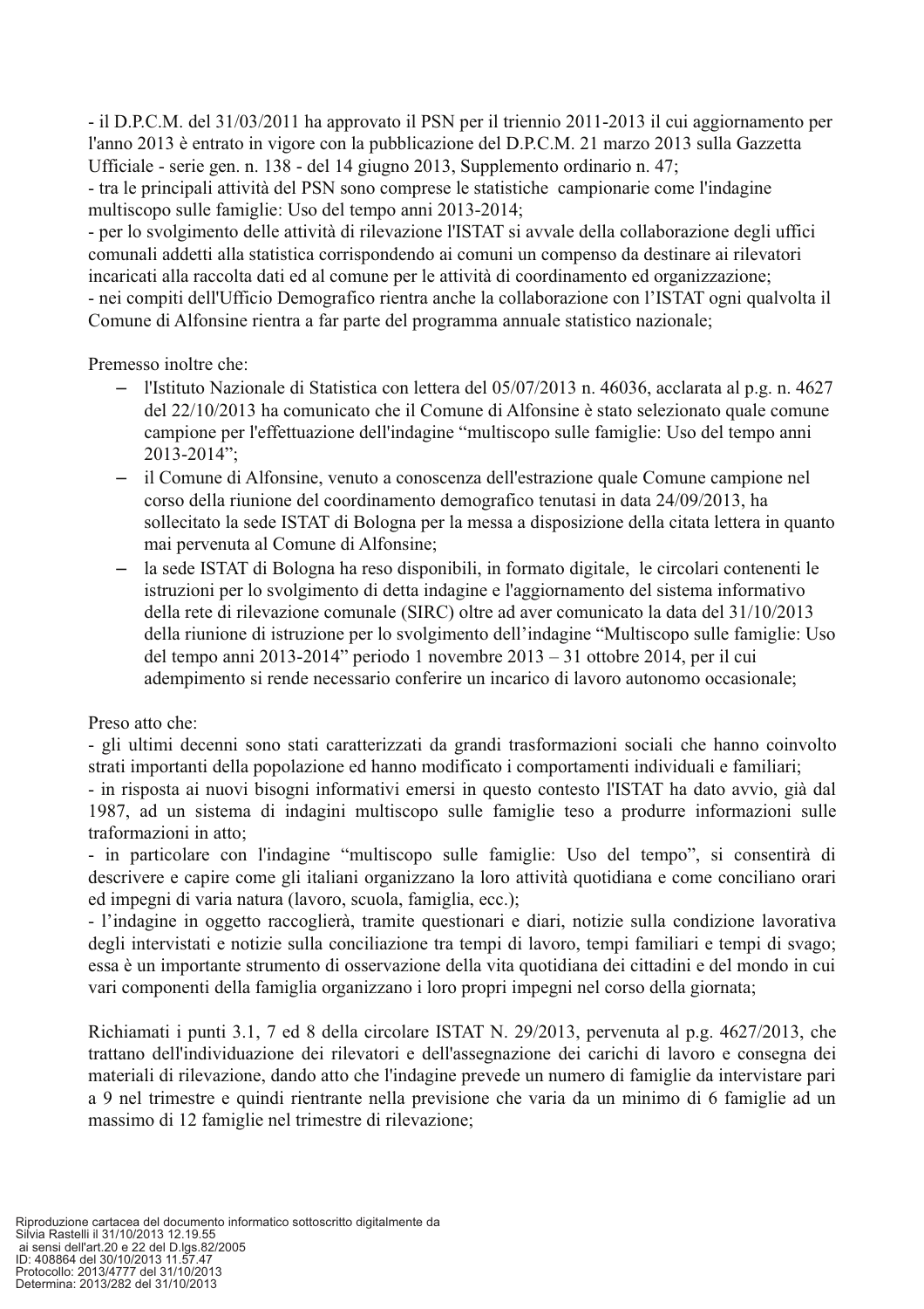- il D.P.C.M. del 31/03/2011 ha approvato il PSN per il triennio 2011-2013 il cui aggiornamento per l'anno 2013 è entrato in vigore con la pubblicazione del D.P.C.M. 21 marzo 2013 sulla Gazzetta Ufficiale - serie gen. n. 138 - del 14 giugno 2013, Supplemento ordinario n. 47;
- tra le principali attività del PSN sono comprese le statistiche campionarie come l'indagine multiscopo sulle famiglie: Uso del tempo anni 2013-2014;
- per lo svolgimento delle attività di rilevazione l'ISTAT si avvale della collaborazione degli uffici comunali addetti alla statistica corrispondendo ai comuni un compenso da destinare ai rilevatori incaricati alla raccolta dati ed al comune per le attività di coordinamento ed organizzazione;
- nei compiti dell'Ufficio Demografico rientra anche la collaborazione con l'ISTAT ogni qualvolta il Comune di Alfonsine rientra a far parte del programma annuale statistico nazionale;

Premesso inoltre che:

- l'Istituto Nazionale di Statistica con lettera del 05/07/2013 n. 46036, acclarata al p.g. n. 4627 del 22/10/2013 ha comunicato che il Comune di Alfonsine è stato selezionato quale comune campione per l'effettuazione dell'indagine "multiscopo sulle famiglie: Uso del tempo anni 2013-2014";
- il Comune di Alfonsine, venuto a conoscenza dell'estrazione quale Comune campione nel corso della riunione del coordinamento demografico tenutasi in data 24/09/2013, ha sollecitato la sede ISTAT di Bologna per la messa a disposizione della citata lettera in quanto mai pervenuta al Comune di Alfonsine;
- la sede ISTAT di Bologna ha reso disponibili, in formato digitale, le circolari contenenti le istruzioni per lo svolgimento di detta indagine e l'aggiornamento del sistema informativo della rete di rilevazione comunale (SIRC) oltre ad aver comunicato la data del 31/10/2013 della riunione di istruzione per lo svolgimento dell'indagine "Multiscopo sulle famiglie: Uso del tempo anni 2013-2014" periodo 1 novembre 2013 – 31 ottobre 2014, per il cui adempimento si rende necessario conferire un incarico di lavoro autonomo occasionale;

Preso atto che:
- gli ultimi decenni sono stati caratterizzati da grandi trasformazioni sociali che hanno coinvolto strati importanti della popolazione ed hanno modificato i comportamenti individuali e familiari;
- in risposta ai nuovi bisogni informativi emersi in questo contesto l'ISTAT ha dato avvio, già dal 1987, ad un sistema di indagini multiscopo sulle famiglie teso a produrre informazioni sulle traformazioni in atto;
- in particolare con l'indagine "multiscopo sulle famiglie: Uso del tempo", si consentirà di descrivere e capire come gli italiani organizzano la loro attività quotidiana e come conciliano orari ed impegni di varia natura (lavoro, scuola, famiglia, ecc.);
- l'indagine in oggetto raccoglierà, tramite questionari e diari, notizie sulla condizione lavorativa degli intervistati e notizie sulla conciliazione tra tempi di lavoro, tempi familiari e tempi di svago; essa è un importante strumento di osservazione della vita quotidiana dei cittadini e del mondo in cui vari componenti della famiglia organizzano i loro propri impegni nel corso della giornata;

Richiamati i punti 3.1, 7 ed 8 della circolare ISTAT N. 29/2013, pervenuta al p.g. 4627/2013, che trattano dell'individuazione dei rilevatori e dell'assegnazione dei carichi di lavoro e consegna dei materiali di rilevazione, dando atto che l'indagine prevede un numero di famiglie da intervistare pari a 9 nel trimestre e quindi rientrante nella previsione che varia da un minimo di 6 famiglie ad un massimo di 12 famiglie nel trimestre di rilevazione;

Riproduzione cartacea del documento informatico sottoscritto digitalmente da Silvia Rastelli il 31/10/2013 12.19.55 ai sensi dell'art.20 e 22 del D.lgs.82/2005
ID: 408864 del 30/10/2013 11.57.47
Protocollo: 2013/4777 del 31/10/2013
Determina: 2013/282 del 31/10/2013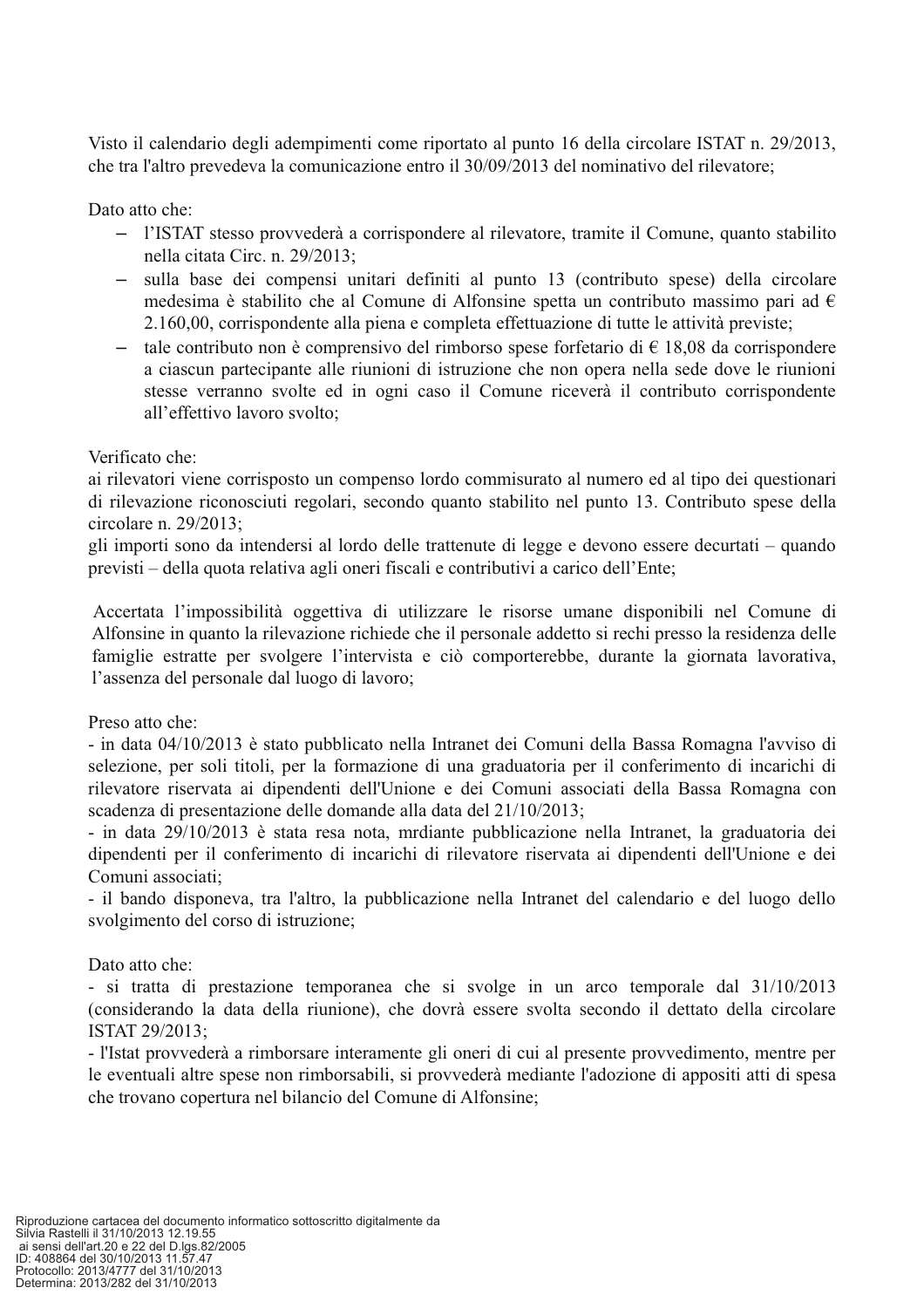Visto il calendario degli adempimenti come riportato al punto 16 della circolare ISTAT n. 29/2013, che tra l'altro prevedeva la comunicazione entro il 30/09/2013 del nominativo del rilevatore;

Dato atto che:

- l'ISTAT stesso provvederà a corrispondere al rilevatore, tramite il Comune, quanto stabilito nella citata Circ. n. 29/2013;
- sulla base dei compensi unitari definiti al punto 13 (contributo spese) della circolare medesima è stabilito che al Comune di Alfonsine spetta un contributo massimo pari ad € 2.160,00, corrispondente alla piena e completa effettuazione di tutte le attività previste;
- tale contributo non è comprensivo del rimborso spese forfetario di € 18,08 da corrispondere a ciascun partecipante alle riunioni di istruzione che non opera nella sede dove le riunioni stesse verranno svolte ed in ogni caso il Comune riceverà il contributo corrispondente all'effettivo lavoro svolto;

Verificato che:
ai rilevatori viene corrisposto un compenso lordo commisurato al numero ed al tipo dei questionari di rilevazione riconosciuti regolari, secondo quanto stabilito nel punto 13. Contributo spese della circolare n. 29/2013;
gli importi sono da intendersi al lordo delle trattenute di legge e devono essere decurtati – quando previsti – della quota relativa agli oneri fiscali e contributivi a carico dell'Ente;

Accertata l'impossibilità oggettiva di utilizzare le risorse umane disponibili nel Comune di Alfonsine in quanto la rilevazione richiede che il personale addetto si rechi presso la residenza delle famiglie estratte per svolgere l'intervista e ciò comporterebbe, durante la giornata lavorativa, l'assenza del personale dal luogo di lavoro;

Preso atto che:
- in data 04/10/2013 è stato pubblicato nella Intranet dei Comuni della Bassa Romagna l'avviso di selezione, per soli titoli, per la formazione di una graduatoria per il conferimento di incarichi di rilevatore riservata ai dipendenti dell'Unione e dei Comuni associati della Bassa Romagna con scadenza di presentazione delle domande alla data del 21/10/2013;
- in data 29/10/2013 è stata resa nota, mrdiante pubblicazione nella Intranet, la graduatoria dei dipendenti per il conferimento di incarichi di rilevatore riservata ai dipendenti dell'Unione e dei Comuni associati;
- il bando disponeva, tra l'altro, la pubblicazione nella Intranet del calendario e del luogo dello svolgimento del corso di istruzione;

Dato atto che:
- si tratta di prestazione temporanea che si svolge in un arco temporale dal 31/10/2013 (considerando la data della riunione), che dovrà essere svolta secondo il dettato della circolare ISTAT 29/2013;
- l'Istat provvederà a rimborsare interamente gli oneri di cui al presente provvedimento, mentre per le eventuali altre spese non rimborsabili, si provvederà mediante l'adozione di appositi atti di spesa che trovano copertura nel bilancio del Comune di Alfonsine;

Riproduzione cartacea del documento informatico sottoscritto digitalmente da Silvia Rastelli il 31/10/2013 12.19.55 ai sensi dell'art.20 e 22 del D.lgs.82/2005
ID: 408864 del 30/10/2013 11.57.47
Protocollo: 2013/4777 del 31/10/2013
Determina: 2013/282 del 31/10/2013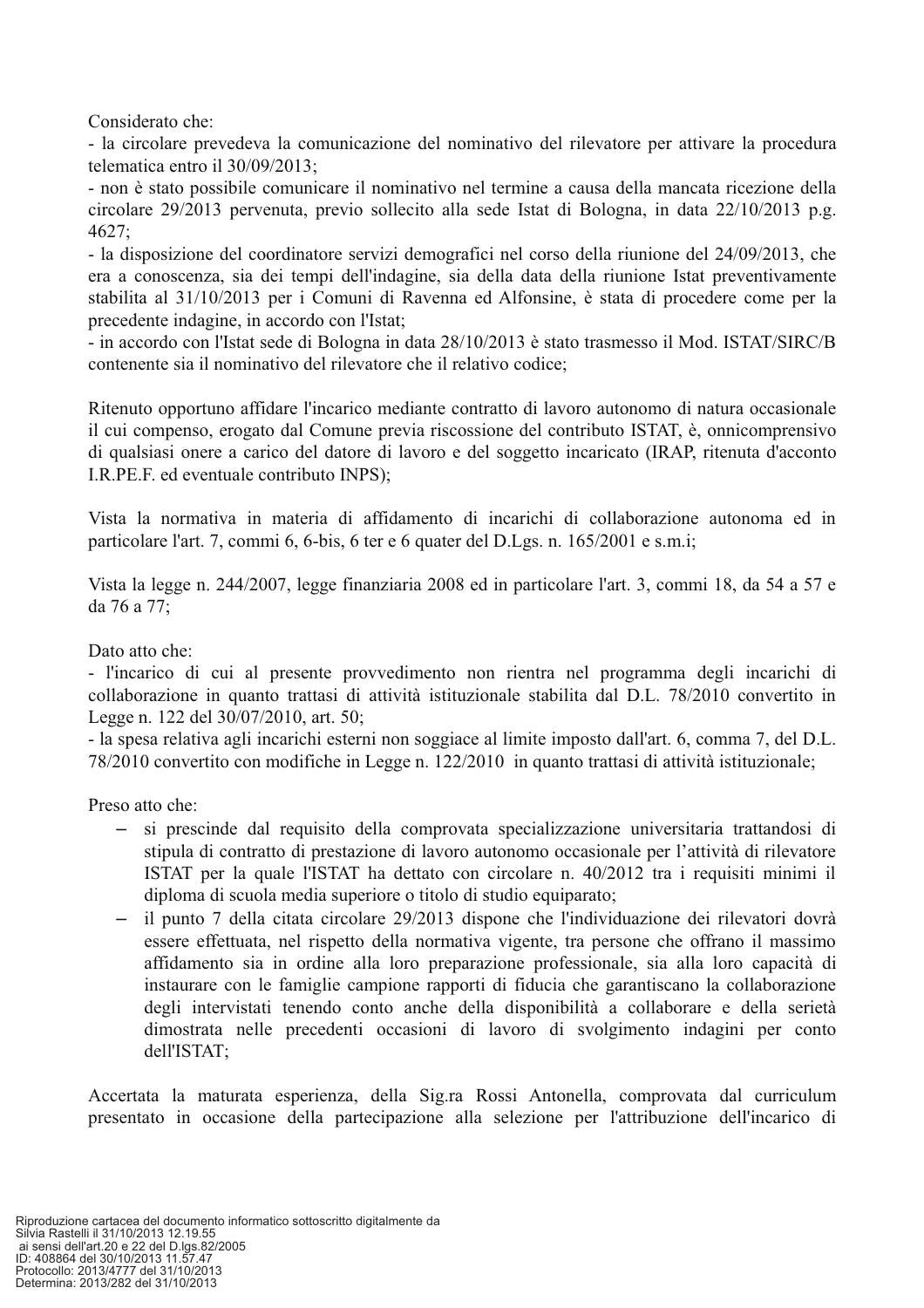Considerato che:
- la circolare prevedeva la comunicazione del nominativo del rilevatore per attivare la procedura telematica entro il 30/09/2013;
- non è stato possibile comunicare il nominativo nel termine a causa della mancata ricezione della circolare 29/2013 pervenuta, previo sollecito alla sede Istat di Bologna, in data 22/10/2013 p.g. 4627;
- la disposizione del coordinatore servizi demografici nel corso della riunione del 24/09/2013, che era a conoscenza, sia dei tempi dell'indagine, sia della data della riunione Istat preventivamente stabilita al 31/10/2013 per i Comuni di Ravenna ed Alfonsine, è stata di procedere come per la precedente indagine, in accordo con l'Istat;
- in accordo con l'Istat sede di Bologna in data 28/10/2013 è stato trasmesso il Mod. ISTAT/SIRC/B contenente sia il nominativo del rilevatore che il relativo codice;

Ritenuto opportuno affidare l'incarico mediante contratto di lavoro autonomo di natura occasionale il cui compenso, erogato dal Comune previa riscossione del contributo ISTAT, è, onnicomprensivo di qualsiasi onere a carico del datore di lavoro e del soggetto incaricato (IRAP, ritenuta d'acconto I.R.PE.F. ed eventuale contributo INPS);

Vista la normativa in materia di affidamento di incarichi di collaborazione autonoma ed in particolare l'art. 7, commi 6, 6-bis, 6 ter e 6 quater del D.Lgs. n. 165/2001 e s.m.i;

Vista la legge n. 244/2007, legge finanziaria 2008 ed in particolare l'art. 3, commi 18, da 54 a 57 e da 76 a 77;

Dato atto che:
- l'incarico di cui al presente provvedimento non rientra nel programma degli incarichi di collaborazione in quanto trattasi di attività istituzionale stabilita dal D.L. 78/2010 convertito in Legge n. 122 del 30/07/2010, art. 50;
- la spesa relativa agli incarichi esterni non soggiace al limite imposto dall'art. 6, comma 7, del D.L. 78/2010 convertito con modifiche in Legge n. 122/2010 in quanto trattasi di attività istituzionale;

Preso atto che:

- si prescinde dal requisito della comprovata specializzazione universitaria trattandosi di stipula di contratto di prestazione di lavoro autonomo occasionale per l'attività di rilevatore ISTAT per la quale l'ISTAT ha dettato con circolare n. 40/2012 tra i requisiti minimi il diploma di scuola media superiore o titolo di studio equiparato;
- il punto 7 della citata circolare 29/2013 dispone che l'individuazione dei rilevatori dovrà essere effettuata, nel rispetto della normativa vigente, tra persone che offrano il massimo affidamento sia in ordine alla loro preparazione professionale, sia alla loro capacità di instaurare con le famiglie campione rapporti di fiducia che garantiscano la collaborazione degli intervistati tenendo conto anche della disponibilità a collaborare e della serietà dimostrata nelle precedenti occasioni di lavoro di svolgimento indagini per conto dell'ISTAT;

Accertata la maturata esperienza, della Sig.ra Rossi Antonella, comprovata dal curriculum presentato in occasione della partecipazione alla selezione per l'attribuzione dell'incarico di

Riproduzione cartacea del documento informatico sottoscritto digitalmente da Silvia Rastelli il 31/10/2013 12.19.55 ai sensi dell'art.20 e 22 del D.lgs.82/2005
ID: 408864 del 30/10/2013 11.57.47
Protocollo: 2013/4777 del 31/10/2013
Determina: 2013/282 del 31/10/2013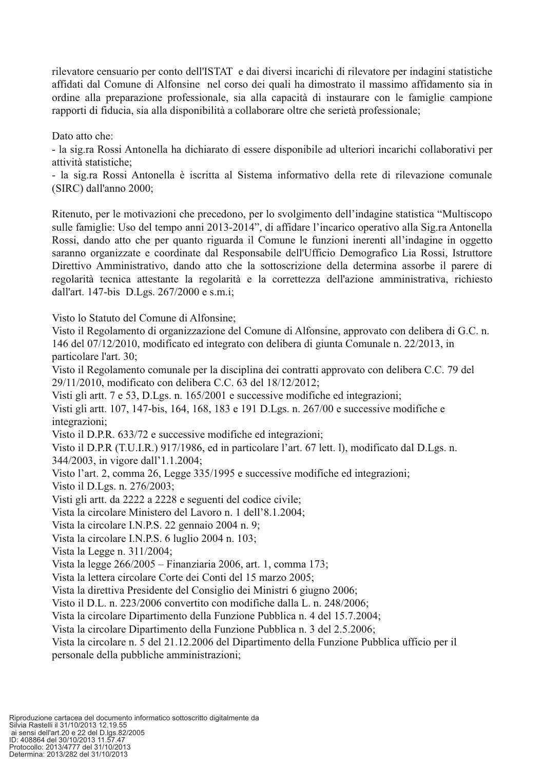rilevatore censuario per conto dell'ISTAT e dai diversi incarichi di rilevatore per indagini statistiche affidati dal Comune di Alfonsine nel corso dei quali ha dimostrato il massimo affidamento sia in ordine alla preparazione professionale, sia alla capacità di instaurare con le famiglie campione rapporti di fiducia, sia alla disponibilità a collaborare oltre che serietà professionale;

Dato atto che:

- la sig.ra Rossi Antonella ha dichiarato di essere disponibile ad ulteriori incarichi collaborativi per attività statistiche;
- la sig.ra Rossi Antonella è iscritta al Sistema informativo della rete di rilevazione comunale (SIRC) dall'anno 2000;

Ritenuto, per le motivazioni che precedono, per lo svolgimento dell'indagine statistica "Multiscopo sulle famiglie: Uso del tempo anni 2013-2014", di affidare l'incarico operativo alla Sig.ra Antonella Rossi, dando atto che per quanto riguarda il Comune le funzioni inerenti all'indagine in oggetto saranno organizzate e coordinate dal Responsabile dell'Ufficio Demografico Lia Rossi, Istruttore Direttivo Amministrativo, dando atto che la sottoscrizione della determina assorbe il parere di regolarità tecnica attestante la regolarità e la correttezza dell'azione amministrativa, richiesto dall'art. 147-bis D.Lgs. 267/2000 e s.m.i;

Visto lo Statuto del Comune di Alfonsine;
Visto il Regolamento di organizzazione del Comune di Alfonsine, approvato con delibera di G.C. n. 146 del 07/12/2010, modificato ed integrato con delibera di giunta Comunale n. 22/2013, in particolare l'art. 30;
Visto il Regolamento comunale per la disciplina dei contratti approvato con delibera C.C. 79 del 29/11/2010, modificato con delibera C.C. 63 del 18/12/2012;
Visti gli artt. 7 e 53, D.Lgs. n. 165/2001 e successive modifiche ed integrazioni;
Visti gli artt. 107, 147-bis, 164, 168, 183 e 191 D.Lgs. n. 267/00 e successive modifiche e integrazioni;
Visto il D.P.R. 633/72 e successive modifiche ed integrazioni;
Visto il D.P.R (T.U.I.R.) 917/1986, ed in particolare l'art. 67 lett. l), modificato dal D.Lgs. n. 344/2003, in vigore dall'1.1.2004;
Visto l'art. 2, comma 26, Legge 335/1995 e successive modifiche ed integrazioni;
Visto il D.Lgs. n. 276/2003;
Visti gli artt. da 2222 a 2228 e seguenti del codice civile;
Vista la circolare Ministero del Lavoro n. 1 dell'8.1.2004;
Vista la circolare I.N.P.S. 22 gennaio 2004 n. 9;
Vista la circolare I.N.P.S. 6 luglio 2004 n. 103;
Vista la Legge n. 311/2004;
Vista la legge 266/2005 – Finanziaria 2006, art. 1, comma 173;
Vista la lettera circolare Corte dei Conti del 15 marzo 2005;
Vista la direttiva Presidente del Consiglio dei Ministri 6 giugno 2006;
Visto il D.L. n. 223/2006 convertito con modifiche dalla L. n. 248/2006;
Vista la circolare Dipartimento della Funzione Pubblica n. 4 del 15.7.2004;
Vista la circolare Dipartimento della Funzione Pubblica n. 3 del 2.5.2006;
Vista la circolare n. 5 del 21.12.2006 del Dipartimento della Funzione Pubblica ufficio per il personale della pubbliche amministrazioni;

Riproduzione cartacea del documento informatico sottoscritto digitalmente da Silvia Rastelli il 31/10/2013 12.19.55 ai sensi dell'art.20 e 22 del D.lgs.82/2005
ID: 408864 del 30/10/2013 11.57.47
Protocollo: 2013/4777 del 31/10/2013
Determina: 2013/282 del 31/10/2013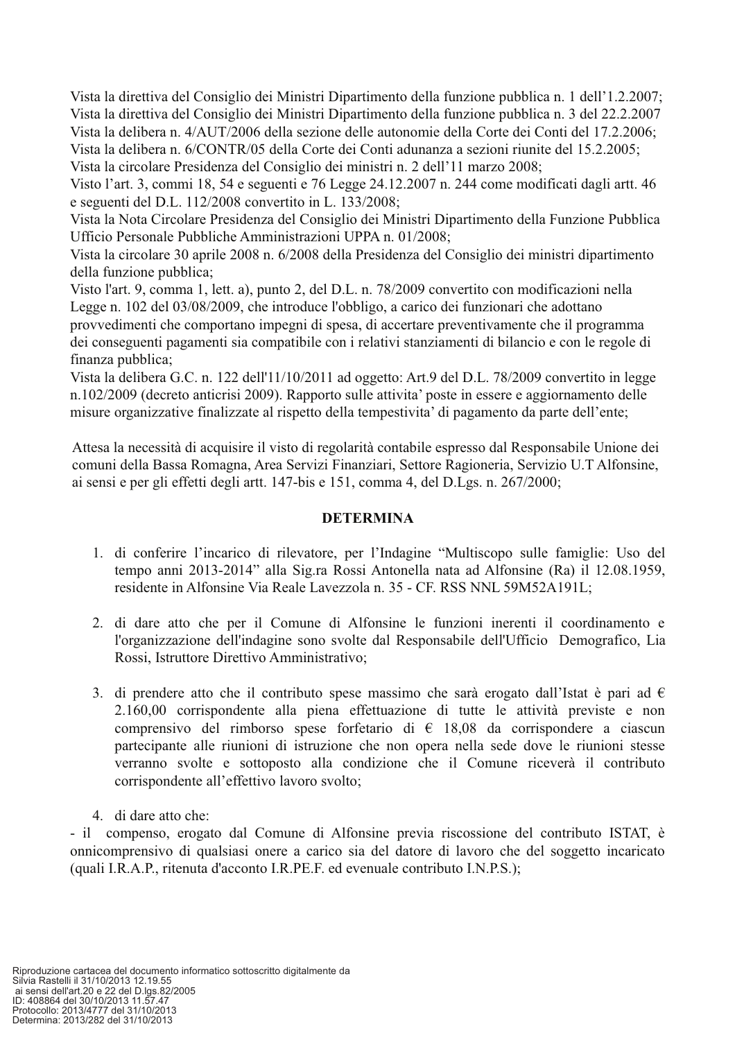Vista la direttiva del Consiglio dei Ministri Dipartimento della funzione pubblica n. 1 dell'1.2.2007;
Vista la direttiva del Consiglio dei Ministri Dipartimento della funzione pubblica n. 3 del 22.2.2007
Vista la delibera n. 4/AUT/2006 della sezione delle autonomie della Corte dei Conti del 17.2.2006;
Vista la delibera n. 6/CONTR/05 della Corte dei Conti adunanza a sezioni riunite del 15.2.2005;
Vista la circolare Presidenza del Consiglio dei ministri n. 2 dell'11 marzo 2008;
Visto l'art. 3, commi 18, 54 e seguenti e 76 Legge 24.12.2007 n. 244 come modificati dagli artt. 46 e seguenti del D.L. 112/2008 convertito in L. 133/2008;
Vista la Nota Circolare Presidenza del Consiglio dei Ministri Dipartimento della Funzione Pubblica Ufficio Personale Pubbliche Amministrazioni UPPA n. 01/2008;
Vista la circolare 30 aprile 2008 n. 6/2008 della Presidenza del Consiglio dei ministri dipartimento della funzione pubblica;
Visto l'art. 9, comma 1, lett. a), punto 2, del D.L. n. 78/2009 convertito con modificazioni nella Legge n. 102 del 03/08/2009, che introduce l'obbligo, a carico dei funzionari che adottano provvedimenti che comportano impegni di spesa, di accertare preventivamente che il programma dei conseguenti pagamenti sia compatibile con i relativi stanziamenti di bilancio e con le regole di finanza pubblica;
Vista la delibera G.C. n. 122 dell'11/10/2011 ad oggetto: Art.9 del D.L. 78/2009 convertito in legge n.102/2009 (decreto anticrisi 2009). Rapporto sulle attivita' poste in essere e aggiornamento delle misure organizzative finalizzate al rispetto della tempestivita' di pagamento da parte dell'ente;

Attesa la necessità di acquisire il visto di regolarità contabile espresso dal Responsabile Unione dei comuni della Bassa Romagna, Area Servizi Finanziari, Settore Ragioneria, Servizio U.T Alfonsine, ai sensi e per gli effetti degli artt. 147-bis e 151, comma 4, del D.Lgs. n. 267/2000;

**DETERMINA**

1. di conferire l'incarico di rilevatore, per l'Indagine "Multiscopo sulle famiglie: Uso del tempo anni 2013-2014" alla Sig.ra Rossi Antonella nata ad Alfonsine (Ra) il 12.08.1959, residente in Alfonsine Via Reale Lavezzola n. 35 - CF. RSS NNL 59M52A191L;

2. di dare atto che per il Comune di Alfonsine le funzioni inerenti il coordinamento e l'organizzazione dell'indagine sono svolte dal Responsabile dell'Ufficio Demografico, Lia Rossi, Istruttore Direttivo Amministrativo;

3. di prendere atto che il contributo spese massimo che sarà erogato dall'Istat è pari ad € 2.160,00 corrispondente alla piena effettuazione di tutte le attività previste e non comprensivo del rimborso spese forfetario di € 18,08 da corrispondere a ciascun partecipante alle riunioni di istruzione che non opera nella sede dove le riunioni stesse verranno svolte e sottoposto alla condizione che il Comune riceverà il contributo corrispondente all'effettivo lavoro svolto;

4. di dare atto che:

- il compenso, erogato dal Comune di Alfonsine previa riscossione del contributo ISTAT, è onnicomprensivo di qualsiasi onere a carico sia del datore di lavoro che del soggetto incaricato (quali I.R.A.P., ritenuta d'acconto I.R.PE.F. ed evenuale contributo I.N.P.S.);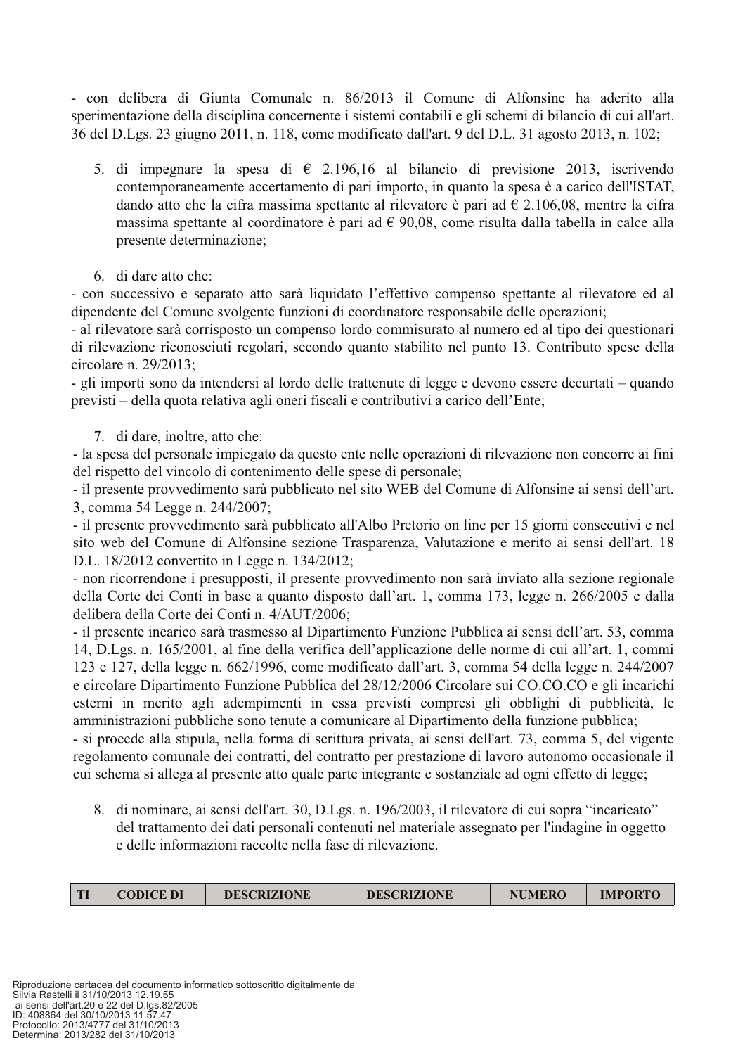- con delibera di Giunta Comunale n. 86/2013 il Comune di Alfonsine ha aderito alla sperimentazione della disciplina concernente i sistemi contabili e gli schemi di bilancio di cui all'art. 36 del D.Lgs. 23 giugno 2011, n. 118, come modificato dall'art. 9 del D.L. 31 agosto 2013, n. 102;

5. di impegnare la spesa di € 2.196,16 al bilancio di previsione 2013, iscrivendo contemporaneamente accertamento di pari importo, in quanto la spesa è a carico dell'ISTAT, dando atto che la cifra massima spettante al rilevatore è pari ad € 2.106,08, mentre la cifra massima spettante al coordinatore è pari ad € 90,08, come risulta dalla tabella in calce alla presente determinazione;

6. di dare atto che:

- con successivo e separato atto sarà liquidato l'effettivo compenso spettante al rilevatore ed al dipendente del Comune svolgente funzioni di coordinatore responsabile delle operazioni;
- al rilevatore sarà corrisposto un compenso lordo commisurato al numero ed al tipo dei questionari di rilevazione riconosciuti regolari, secondo quanto stabilito nel punto 13. Contributo spese della circolare n. 29/2013;
- gli importi sono da intendersi al lordo delle trattenute di legge e devono essere decurtati – quando previsti – della quota relativa agli oneri fiscali e contributivi a carico dell'Ente;

7. di dare, inoltre, atto che:

- la spesa del personale impiegato da questo ente nelle operazioni di rilevazione non concorre ai fini del rispetto del vincolo di contenimento delle spese di personale;
- il presente provvedimento sarà pubblicato nel sito WEB del Comune di Alfonsine ai sensi dell'art. 3, comma 54 Legge n. 244/2007;
- il presente provvedimento sarà pubblicato all'Albo Pretorio on line per 15 giorni consecutivi e nel sito web del Comune di Alfonsine sezione Trasparenza, Valutazione e merito ai sensi dell'art. 18 D.L. 18/2012 convertito in Legge n. 134/2012;
- non ricorrendone i presupposti, il presente provvedimento non sarà inviato alla sezione regionale della Corte dei Conti in base a quanto disposto dall'art. 1, comma 173, legge n. 266/2005 e dalla delibera della Corte dei Conti n. 4/AUT/2006;
- il presente incarico sarà trasmesso al Dipartimento Funzione Pubblica ai sensi dell'art. 53, comma 14, D.Lgs. n. 165/2001, al fine della verifica dell'applicazione delle norme di cui all'art. 1, commi 123 e 127, della legge n. 662/1996, come modificato dall'art. 3, comma 54 della legge n. 244/2007 e circolare Dipartimento Funzione Pubblica del 28/12/2006 Circolare sui CO.CO.CO e gli incarichi esterni in merito agli adempimenti in essa previsti compresi gli obblighi di pubblicità, le amministrazioni pubbliche sono tenute a comunicare al Dipartimento della funzione pubblica;
- si procede alla stipula, nella forma di scrittura privata, ai sensi dell'art. 73, comma 5, del vigente regolamento comunale dei contratti, del contratto per prestazione di lavoro autonomo occasionale il cui schema si allega al presente atto quale parte integrante e sostanziale ad ogni effetto di legge;

8. di nominare, ai sensi dell'art. 30, D.Lgs. n. 196/2003, il rilevatore di cui sopra "incaricato" del trattamento dei dati personali contenuti nel materiale assegnato per l'indagine in oggetto e delle informazioni raccolte nella fase di rilevazione.

| TI | CODICE DI | DESCRIZIONE | DESCRIZIONE | NUMERO | IMPORTO |
|---|---|---|---|---|---|

Riproduzione cartacea del documento informatico sottoscritto digitalmente da Silvia Rastelli il 31/10/2013 12.19.55 ai sensi dell'art.20 e 22 del D.lgs.82/2005
ID: 408864 del 30/10/2013 11.57.47
Protocollo: 2013/4777 del 31/10/2013
Determina: 2013/282 del 31/10/2013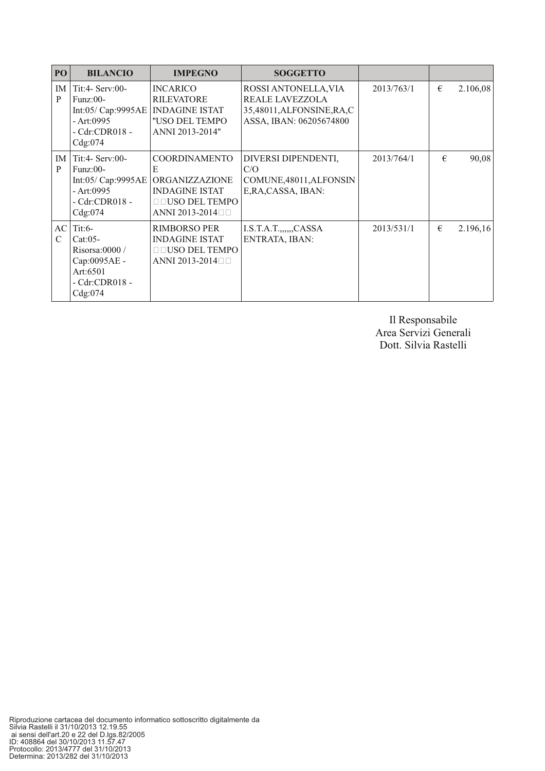| PO | BILANCIO | IMPEGNO | SOGGETTO | | |
|---|---|---|---|---|---|
| IMP | Tit:4- Serv:00- Funz:00- Int:05/ Cap:9995AE - Art:0995 - Cdr:CDR018 - Cdg:074 | INCARICO RILEVATORE INDAGINE ISTAT "USO DEL TEMPO ANNI 2013-2014" | ROSSI ANTONELLA,VIA REALE LAVEZZOLA 35,48011,ALFONSINE,RA,CASSA, IBAN: 06205674800 | 2013/763/1 | € 2.106,08 |
| IMP | Tit:4- Serv:00- Funz:00- Int:05/ Cap:9995AE - Art:0995 - Cdr:CDR018 - Cdg:074 | COORDINAMENTO E ORGANIZZAZIONE INDAGINE ISTAT □□USO DEL TEMPO ANNI 2013-2014□□ | DIVERSI DIPENDENTI, C/O COMUNE,48011,ALFONSINE,RA,CASSA, IBAN: | 2013/764/1 | € 90,08 |
| ACC | Tit:6- Cat:05- Risorsa:0000 / Cap:0095AE - Art:6501 - Cdr:CDR018 - Cdg:074 | RIMBORSO PER INDAGINE ISTAT □□USO DEL TEMPO ANNI 2013-2014□□ | I.S.T.A.T.,,,,,,CASSA ENTRATA, IBAN: | 2013/531/1 | € 2.196,16 |

Il Responsabile
Area Servizi Generali
Dott. Silvia Rastelli

Riproduzione cartacea del documento informatico sottoscritto digitalmente da
Silvia Rastelli il 31/10/2013 12.19.55
ai sensi dell'art.20 e 22 del D.lgs.82/2005
ID: 408864 del 30/10/2013 11.57.47
Protocollo: 2013/4777 del 31/10/2013
Determina: 2013/282 del 31/10/2013